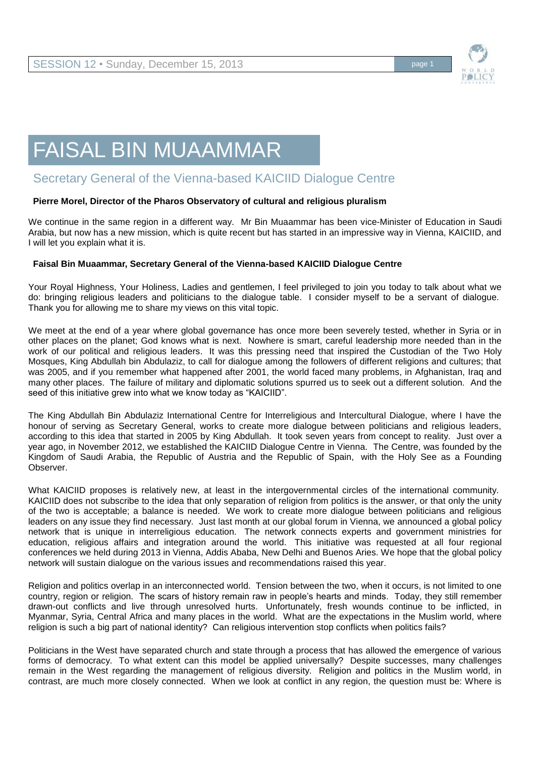# FAISAL BIN MUAAMMAR

## Secretary General of the Vienna-based KAICIID Dialogue Centre

**Pierre Morel, Director of the Pharos Observatory of cultural and religious pluralism**

We continue in the same region in a different way. Mr Bin Muaammar has been vice-Minister of Education in Saudi Arabia, but now has a new mission, which is quite recent but has started in an impressive way in Vienna, KAICIID, and I will let you explain what it is.

**Faisal Bin Muaammar, Secretary General of the Vienna-based KAICIID Dialogue Centre**

Your Royal Highness, Your Holiness, Ladies and gentlemen, I feel privileged to join you today to talk about what we do: bringing religious leaders and politicians to the dialogue table. I consider myself to be a servant of dialogue. Thank you for allowing me to share my views on this vital topic.

We meet at the end of a year where global governance has once more been severely tested, whether in Syria or in other places on the planet; God knows what is next. Nowhere is smart, careful leadership more needed than in the work of our political and religious leaders. It was this pressing need that inspired the Custodian of the Two Holy Mosques, King Abdullah bin Abdulaziz, to call for dialogue among the followers of different religions and cultures; that was 2005, and if you remember what happened after 2001, the world faced many problems, in Afghanistan, Iraq and many other places. The failure of military and diplomatic solutions spurred us to seek out a different solution. And the seed of this initiative grew into what we know today as "KAICIID".

The King Abdullah Bin Abdulaziz International Centre for Interreligious and Intercultural Dialogue, where I have the honour of serving as Secretary General, works to create more dialogue between politicians and religious leaders, according to this idea that started in 2005 by King Abdullah. It took seven years from concept to reality. Just over a year ago, in November 2012, we established the KAICIID Dialogue Centre in Vienna. The Centre, was founded by the Kingdom of Saudi Arabia, the Republic of Austria and the Republic of Spain, with the Holy See as a Founding Observer.

What KAICIID proposes is relatively new, at least in the intergovernmental circles of the international community. KAICIID does not subscribe to the idea that only separation of religion from politics is the answer, or that only the unity of the two is acceptable; a balance is needed. We work to create more dialogue between politicians and religious leaders on any issue they find necessary. Just last month at our global forum in Vienna, we announced a global policy network that is unique in interreligious education. The network connects experts and government ministries for education, religious affairs and integration around the world. This initiative was requested at all four regional conferences we held during 2013 in Vienna, Addis Ababa, New Delhi and Buenos Aries. We hope that the global policy network will sustain dialogue on the various issues and recommendations raised this year.

Religion and politics overlap in an interconnected world. Tension between the two, when it occurs, is not limited to one country, region or religion. The scars of history remain raw in people's hearts and minds. Today, they still remember drawn-out conflicts and live through unresolved hurts. Unfortunately, fresh wounds continue to be inflicted, in Myanmar, Syria, Central Africa and many places in the world. What are the expectations in the Muslim world, where religion is such a big part of national identity? Can religious intervention stop conflicts when politics fails?

Politicians in the West have separated church and state through a process that has allowed the emergence of various forms of democracy. To what extent can this model be applied universally? Despite successes, many challenges remain in the West regarding the management of religious diversity. Religion and politics in the Muslim world, in contrast, are much more closely connected. When we look at conflict in any region, the question must be: Where is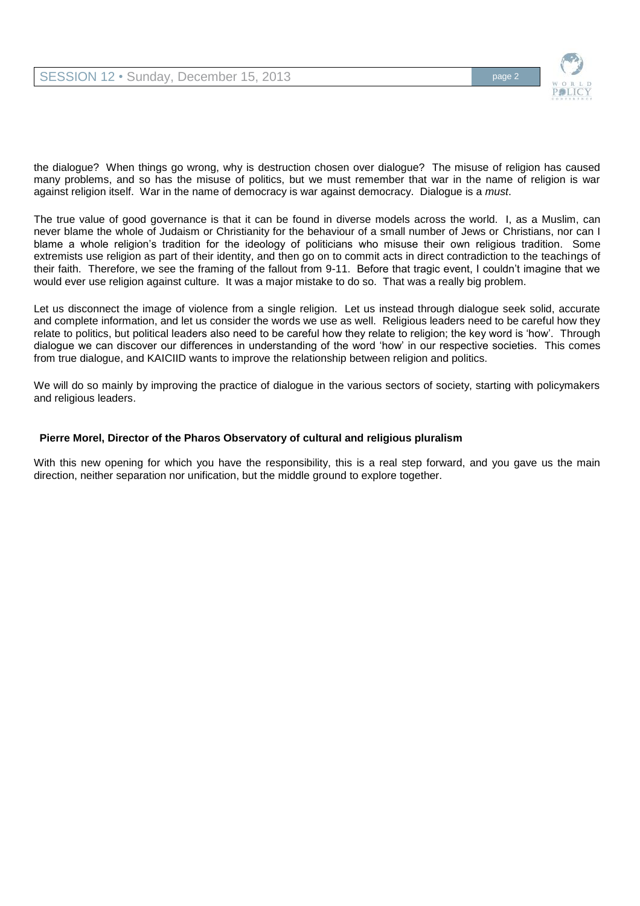the dialogue? When things go wrong, why is destruction chosen over dialogue? The misuse of religion has caused many problems, and so has the misuse of politics, but we must remember that war in the name of religion is war against religion itself. War in the name of democracy is war against democracy. Dialogue is a *must*.

The true value of good governance is that it can be found in diverse models across the world. I, as a Muslim, can never blame the whole of Judaism or Christianity for the behaviour of a small number of Jews or Christians, nor can I blame a whole religion's tradition for the ideology of politicians who misuse their own religious tradition. Some extremists use religion as part of their identity, and then go on to commit acts in direct contradiction to the teachings of their faith. Therefore, we see the framing of the fallout from 9-11. Before that tragic event, I couldn't imagine that we would ever use religion against culture. It was a major mistake to do so. That was a really big problem.

Let us disconnect the image of violence from a single religion. Let us instead through dialogue seek solid, accurate and complete information, and let us consider the words we use as well. Religious leaders need to be careful how they relate to politics, but political leaders also need to be careful how they relate to religion; the key word is 'how'. Through dialogue we can discover our differences in understanding of the word 'how' in our respective societies. This comes from true dialogue, and KAICIID wants to improve the relationship between religion and politics.

We will do so mainly by improving the practice of dialogue in the various sectors of society, starting with policymakers and religious leaders.

**Pierre Morel, Director of the Pharos Observatory of cultural and religious pluralism**

With this new opening for which you have the responsibility, this is a real step forward, and you gave us the main direction, neither separation nor unification, but the middle ground to explore together.